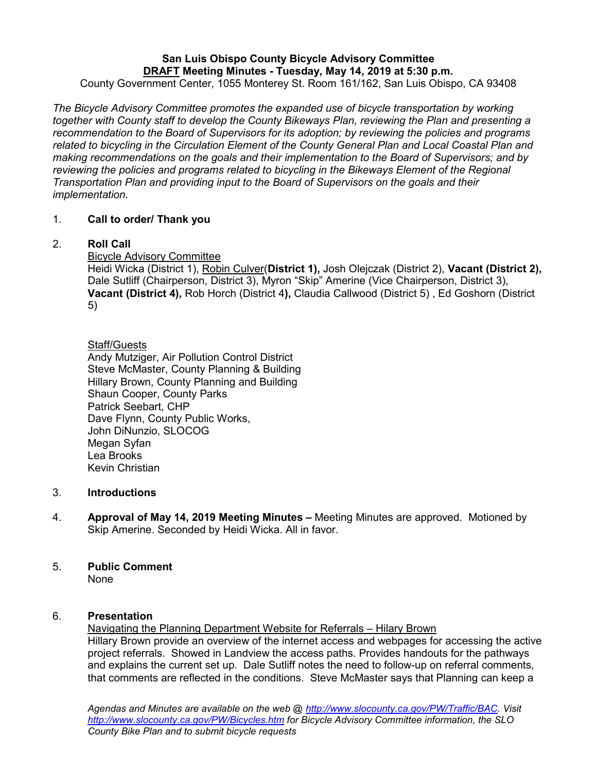**San Luis Obispo County Bicycle Advisory Committee**
**DRAFT Meeting Minutes - Tuesday, May 14, 2019 at 5:30 p.m.**
County Government Center, 1055 Monterey St. Room 161/162, San Luis Obispo, CA 93408

*The Bicycle Advisory Committee promotes the expanded use of bicycle transportation by working together with County staff to develop the County Bikeways Plan, reviewing the Plan and presenting a recommendation to the Board of Supervisors for its adoption; by reviewing the policies and programs related to bicycling in the Circulation Element of the County General Plan and Local Coastal Plan and making recommendations on the goals and their implementation to the Board of Supervisors; and by reviewing the policies and programs related to bicycling in the Bikeways Element of the Regional Transportation Plan and providing input to the Board of Supervisors on the goals and their implementation.*

1. **Call to order/ Thank you**

2. **Roll Call**

   Bicycle Advisory Committee
   Heidi Wicka (District 1), Robin Culver(**District 1),** Josh Olejczak (District 2), **Vacant (District 2),** Dale Sutliff (Chairperson, District 3), Myron "Skip" Amerine (Vice Chairperson, District 3), **Vacant (District 4),** Rob Horch (District 4**),** Claudia Callwood (District 5) , Ed Goshorn (District 5)

   Staff/Guests
   Andy Mutziger, Air Pollution Control District
   Steve McMaster, County Planning & Building
   Hillary Brown, County Planning and Building
   Shaun Cooper, County Parks
   Patrick Seebart, CHP
   Dave Flynn, County Public Works,
   John DiNunzio, SLOCOG
   Megan Syfan
   Lea Brooks
   Kevin Christian

3. **Introductions**

4. **Approval of May 14, 2019 Meeting Minutes –** Meeting Minutes are approved. Motioned by Skip Amerine. Seconded by Heidi Wicka. All in favor.

5. **Public Comment**
   None

6. **Presentation**
   Navigating the Planning Department Website for Referrals – Hilary Brown
   Hillary Brown provide an overview of the internet access and webpages for accessing the active project referrals. Showed in Landview the access paths. Provides handouts for the pathways and explains the current set up. Dale Sutliff notes the need to follow-up on referral comments, that comments are reflected in the conditions. Steve McMaster says that Planning can keep a

*Agendas and Minutes are available on the web @ http://www.slocounty.ca.gov/PW/Traffic/BAC. Visit http://www.slocounty.ca.gov/PW/Bicycles.htm for Bicycle Advisory Committee information, the SLO County Bike Plan and to submit bicycle requests*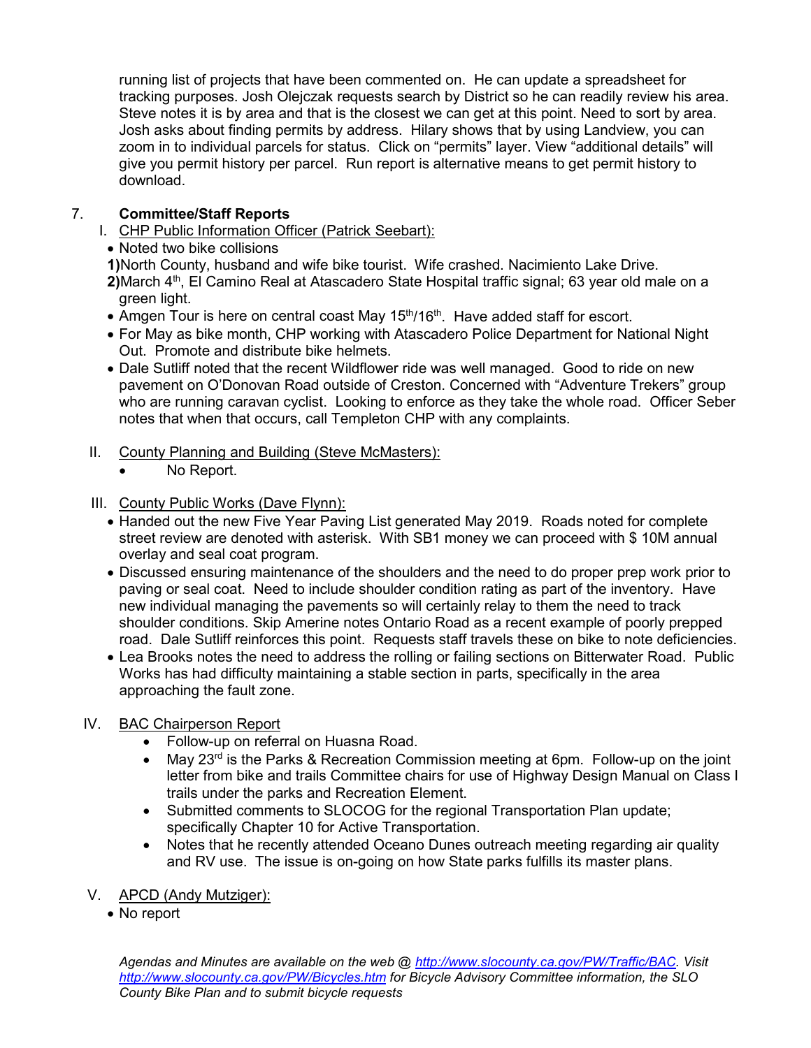running list of projects that have been commented on. He can update a spreadsheet for tracking purposes. Josh Olejczak requests search by District so he can readily review his area. Steve notes it is by area and that is the closest we can get at this point. Need to sort by area. Josh asks about finding permits by address. Hilary shows that by using Landview, you can zoom in to individual parcels for status. Click on "permits" layer. View "additional details" will give you permit history per parcel. Run report is alternative means to get permit history to download.

7. **Committee/Staff Reports**

   I. CHP Public Information Officer (Patrick Seebart):

   - Noted two bike collisions

   **1)** North County, husband and wife bike tourist. Wife crashed. Nacimiento Lake Drive.

   **2)** March 4th, El Camino Real at Atascadero State Hospital traffic signal; 63 year old male on a green light.

   - Amgen Tour is here on central coast May 15th/16th. Have added staff for escort.
   - For May as bike month, CHP working with Atascadero Police Department for National Night Out. Promote and distribute bike helmets.
   - Dale Sutliff noted that the recent Wildflower ride was well managed. Good to ride on new pavement on O'Donovan Road outside of Creston. Concerned with "Adventure Trekers" group who are running caravan cyclist. Looking to enforce as they take the whole road. Officer Seber notes that when that occurs, call Templeton CHP with any complaints.

   II. County Planning and Building (Steve McMasters):

   - No Report.

   III. County Public Works (Dave Flynn):

   - Handed out the new Five Year Paving List generated May 2019. Roads noted for complete street review are denoted with asterisk. With SB1 money we can proceed with $ 10M annual overlay and seal coat program.
   - Discussed ensuring maintenance of the shoulders and the need to do proper prep work prior to paving or seal coat. Need to include shoulder condition rating as part of the inventory. Have new individual managing the pavements so will certainly relay to them the need to track shoulder conditions. Skip Amerine notes Ontario Road as a recent example of poorly prepped road. Dale Sutliff reinforces this point. Requests staff travels these on bike to note deficiencies.
   - Lea Brooks notes the need to address the rolling or failing sections on Bitterwater Road. Public Works has had difficulty maintaining a stable section in parts, specifically in the area approaching the fault zone.

   IV. BAC Chairperson Report

   - Follow-up on referral on Huasna Road.
   - May 23rd is the Parks & Recreation Commission meeting at 6pm. Follow-up on the joint letter from bike and trails Committee chairs for use of Highway Design Manual on Class I trails under the parks and Recreation Element.
   - Submitted comments to SLOCOG for the regional Transportation Plan update; specifically Chapter 10 for Active Transportation.
   - Notes that he recently attended Oceano Dunes outreach meeting regarding air quality and RV use. The issue is on-going on how State parks fulfills its master plans.

   V. APCD (Andy Mutziger):

   - No report

*Agendas and Minutes are available on the web @ [http://www.slocounty.ca.gov/PW/Traffic/BAC](http://www.slocounty.ca.gov/PW/Traffic/BAC). Visit [http://www.slocounty.ca.gov/PW/Bicycles.htm](http://www.slocounty.ca.gov/PW/Bicycles.htm) for Bicycle Advisory Committee information, the SLO County Bike Plan and to submit bicycle requests*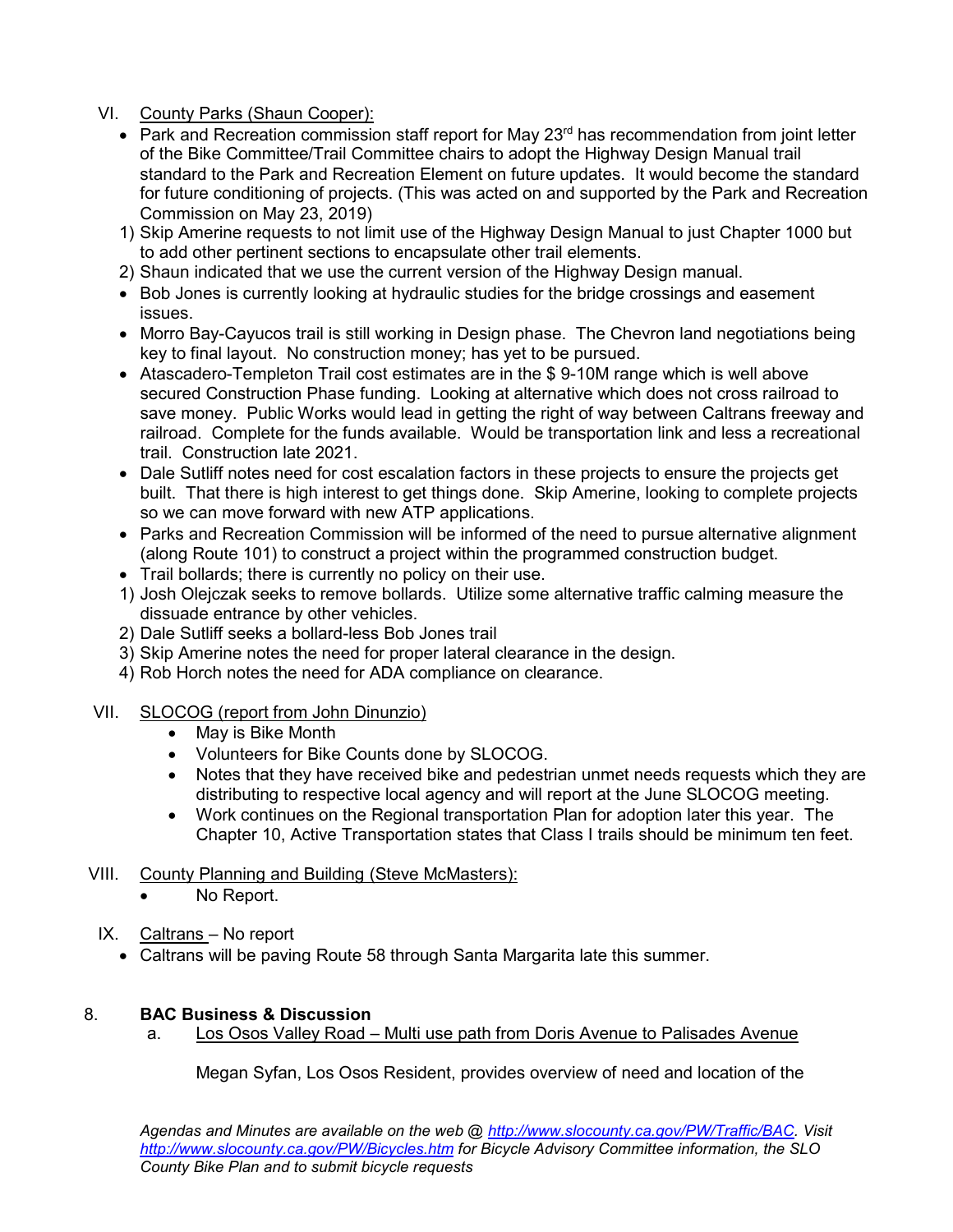VI. County Parks (Shaun Cooper):

- Park and Recreation commission staff report for May 23rd has recommendation from joint letter of the Bike Committee/Trail Committee chairs to adopt the Highway Design Manual trail standard to the Park and Recreation Element on future updates. It would become the standard for future conditioning of projects. (This was acted on and supported by the Park and Recreation Commission on May 23, 2019)

1) Skip Amerine requests to not limit use of the Highway Design Manual to just Chapter 1000 but to add other pertinent sections to encapsulate other trail elements.
2) Shaun indicated that we use the current version of the Highway Design manual.

- Bob Jones is currently looking at hydraulic studies for the bridge crossings and easement issues.
- Morro Bay-Cayucos trail is still working in Design phase. The Chevron land negotiations being key to final layout. No construction money; has yet to be pursued.
- Atascadero-Templeton Trail cost estimates are in the $ 9-10M range which is well above secured Construction Phase funding. Looking at alternative which does not cross railroad to save money. Public Works would lead in getting the right of way between Caltrans freeway and railroad. Complete for the funds available. Would be transportation link and less a recreational trail. Construction late 2021.
- Dale Sutliff notes need for cost escalation factors in these projects to ensure the projects get built. That there is high interest to get things done. Skip Amerine, looking to complete projects so we can move forward with new ATP applications.
- Parks and Recreation Commission will be informed of the need to pursue alternative alignment (along Route 101) to construct a project within the programmed construction budget.
- Trail bollards; there is currently no policy on their use.

1) Josh Olejczak seeks to remove bollards. Utilize some alternative traffic calming measure the dissuade entrance by other vehicles.
2) Dale Sutliff seeks a bollard-less Bob Jones trail
3) Skip Amerine notes the need for proper lateral clearance in the design.
4) Rob Horch notes the need for ADA compliance on clearance.

VII. SLOCOG (report from John Dinunzio)

- May is Bike Month
- Volunteers for Bike Counts done by SLOCOG.
- Notes that they have received bike and pedestrian unmet needs requests which they are distributing to respective local agency and will report at the June SLOCOG meeting.
- Work continues on the Regional transportation Plan for adoption later this year. The Chapter 10, Active Transportation states that Class I trails should be minimum ten feet.

VIII. County Planning and Building (Steve McMasters):

- No Report.

IX. Caltrans – No report

- Caltrans will be paving Route 58 through Santa Margarita late this summer.

## 8. BAC Business & Discussion

a. Los Osos Valley Road – Multi use path from Doris Avenue to Palisades Avenue

Megan Syfan, Los Osos Resident, provides overview of need and location of the

*Agendas and Minutes are available on the web @ http://www.slocounty.ca.gov/PW/Traffic/BAC. Visit http://www.slocounty.ca.gov/PW/Bicycles.htm for Bicycle Advisory Committee information, the SLO County Bike Plan and to submit bicycle requests*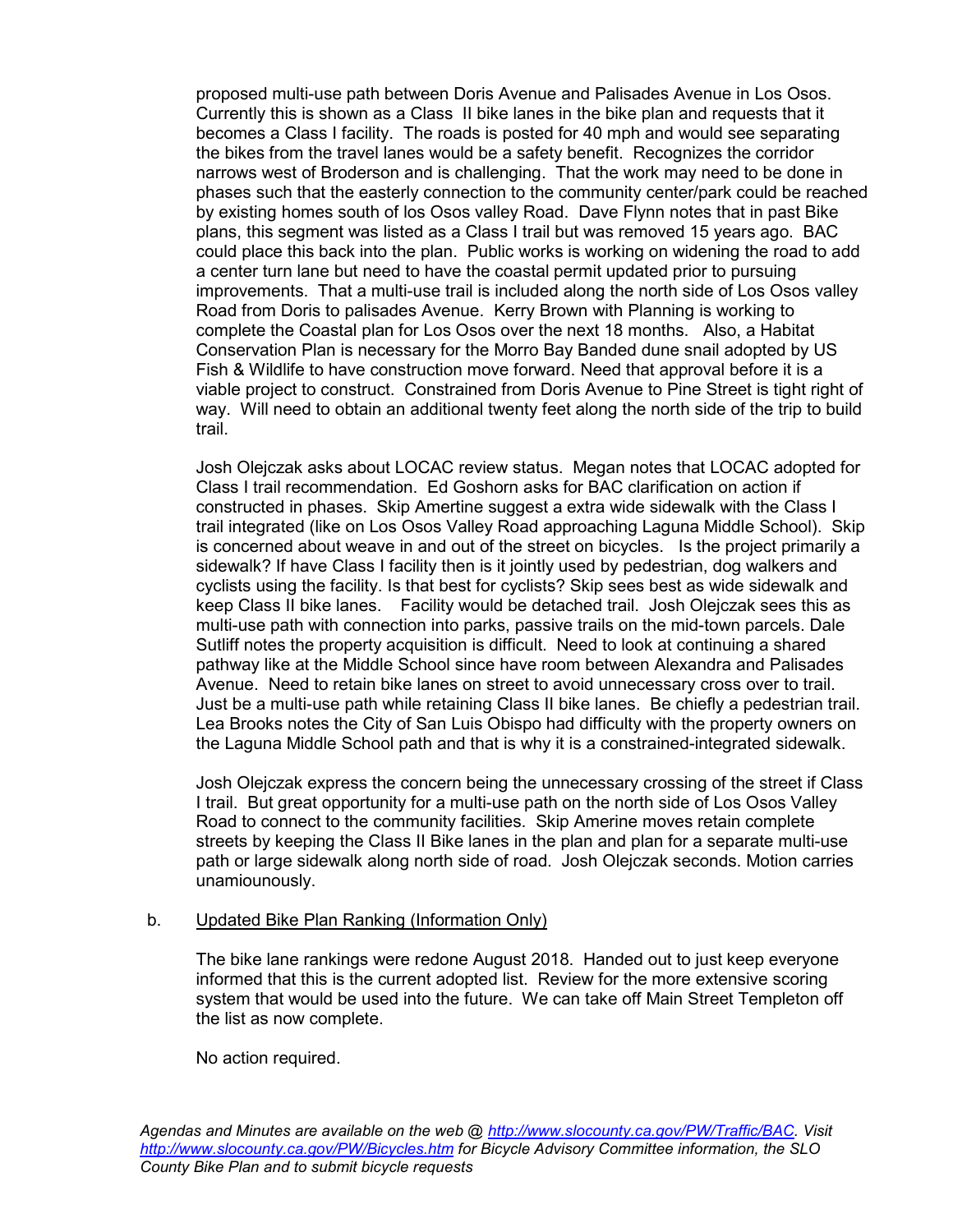proposed multi-use path between Doris Avenue and Palisades Avenue in Los Osos. Currently this is shown as a Class II bike lanes in the bike plan and requests that it becomes a Class I facility. The roads is posted for 40 mph and would see separating the bikes from the travel lanes would be a safety benefit. Recognizes the corridor narrows west of Broderson and is challenging. That the work may need to be done in phases such that the easterly connection to the community center/park could be reached by existing homes south of los Osos valley Road. Dave Flynn notes that in past Bike plans, this segment was listed as a Class I trail but was removed 15 years ago. BAC could place this back into the plan. Public works is working on widening the road to add a center turn lane but need to have the coastal permit updated prior to pursuing improvements. That a multi-use trail is included along the north side of Los Osos valley Road from Doris to palisades Avenue. Kerry Brown with Planning is working to complete the Coastal plan for Los Osos over the next 18 months. Also, a Habitat Conservation Plan is necessary for the Morro Bay Banded dune snail adopted by US Fish & Wildlife to have construction move forward. Need that approval before it is a viable project to construct. Constrained from Doris Avenue to Pine Street is tight right of way. Will need to obtain an additional twenty feet along the north side of the trip to build trail.

Josh Olejczak asks about LOCAC review status. Megan notes that LOCAC adopted for Class I trail recommendation. Ed Goshorn asks for BAC clarification on action if constructed in phases. Skip Amertine suggest a extra wide sidewalk with the Class I trail integrated (like on Los Osos Valley Road approaching Laguna Middle School). Skip is concerned about weave in and out of the street on bicycles. Is the project primarily a sidewalk? If have Class I facility then is it jointly used by pedestrian, dog walkers and cyclists using the facility. Is that best for cyclists? Skip sees best as wide sidewalk and keep Class II bike lanes. Facility would be detached trail. Josh Olejczak sees this as multi-use path with connection into parks, passive trails on the mid-town parcels. Dale Sutliff notes the property acquisition is difficult. Need to look at continuing a shared pathway like at the Middle School since have room between Alexandra and Palisades Avenue. Need to retain bike lanes on street to avoid unnecessary cross over to trail. Just be a multi-use path while retaining Class II bike lanes. Be chiefly a pedestrian trail. Lea Brooks notes the City of San Luis Obispo had difficulty with the property owners on the Laguna Middle School path and that is why it is a constrained-integrated sidewalk.

Josh Olejczak express the concern being the unnecessary crossing of the street if Class I trail. But great opportunity for a multi-use path on the north side of Los Osos Valley Road to connect to the community facilities. Skip Amerine moves retain complete streets by keeping the Class II Bike lanes in the plan and plan for a separate multi-use path or large sidewalk along north side of road. Josh Olejczak seconds. Motion carries unamiounously.

b. Updated Bike Plan Ranking (Information Only)

The bike lane rankings were redone August 2018. Handed out to just keep everyone informed that this is the current adopted list. Review for the more extensive scoring system that would be used into the future. We can take off Main Street Templeton off the list as now complete.

No action required.

*Agendas and Minutes are available on the web @ [http://www.slocounty.ca.gov/PW/Traffic/BAC](http://www.slocounty.ca.gov/PW/Traffic/BAC). Visit [http://www.slocounty.ca.gov/PW/Bicycles.htm](http://www.slocounty.ca.gov/PW/Bicycles.htm) for Bicycle Advisory Committee information, the SLO County Bike Plan and to submit bicycle requests*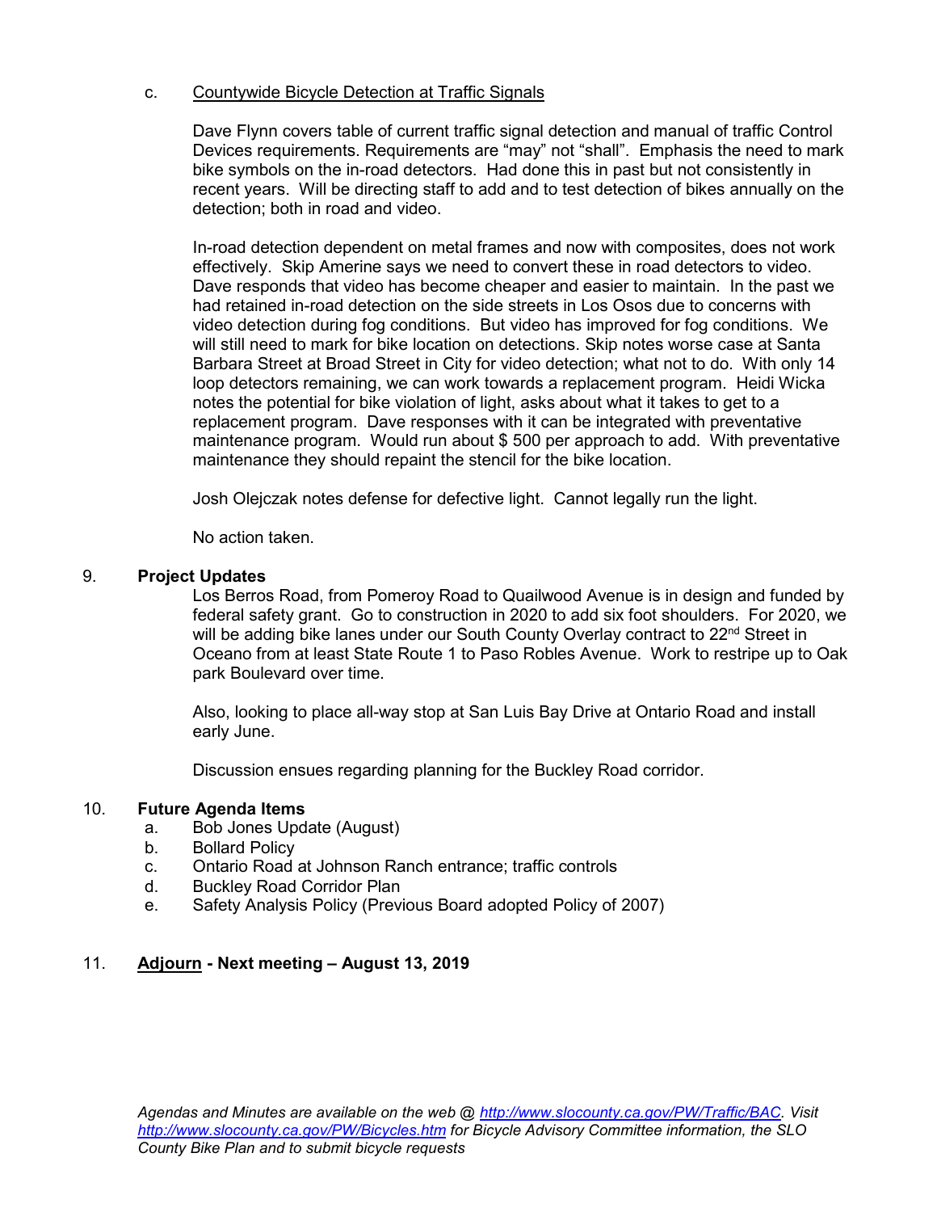c. Countywide Bicycle Detection at Traffic Signals

Dave Flynn covers table of current traffic signal detection and manual of traffic Control Devices requirements. Requirements are “may” not “shall”. Emphasis the need to mark bike symbols on the in-road detectors. Had done this in past but not consistently in recent years. Will be directing staff to add and to test detection of bikes annually on the detection; both in road and video.

In-road detection dependent on metal frames and now with composites, does not work effectively. Skip Amerine says we need to convert these in road detectors to video. Dave responds that video has become cheaper and easier to maintain. In the past we had retained in-road detection on the side streets in Los Osos due to concerns with video detection during fog conditions. But video has improved for fog conditions. We will still need to mark for bike location on detections. Skip notes worse case at Santa Barbara Street at Broad Street in City for video detection; what not to do. With only 14 loop detectors remaining, we can work towards a replacement program. Heidi Wicka notes the potential for bike violation of light, asks about what it takes to get to a replacement program. Dave responses with it can be integrated with preventative maintenance program. Would run about $ 500 per approach to add. With preventative maintenance they should repaint the stencil for the bike location.

Josh Olejczak notes defense for defective light. Cannot legally run the light.

No action taken.

9. **Project Updates**

Los Berros Road, from Pomeroy Road to Qualiwood Avenue is in design and funded by federal safety grant. Go to construction in 2020 to add six foot shoulders. For 2020, we will be adding bike lanes under our South County Overlay contract to 22nd Street in Oceano from at least State Route 1 to Paso Robles Avenue. Work to restripe up to Oak park Boulevard over time.

Also, looking to place all-way stop at San Luis Bay Drive at Ontario Road and install early June.

Discussion ensues regarding planning for the Buckley Road corridor.

10. **Future Agenda Items**
    a. Bob Jones Update (August)
    b. Bollard Policy
    c. Ontario Road at Johnson Ranch entrance; traffic controls
    d. Buckley Road Corridor Plan
    e. Safety Analysis Policy (Previous Board adopted Policy of 2007)

11. **Adjourn - Next meeting – August 13, 2019**

*Agendas and Minutes are available on the web @ http://www.slocounty.ca.gov/PW/Traffic/BAC. Visit http://www.slocounty.ca.gov/PW/Bicycles.htm for Bicycle Advisory Committee information, the SLO County Bike Plan and to submit bicycle requests*